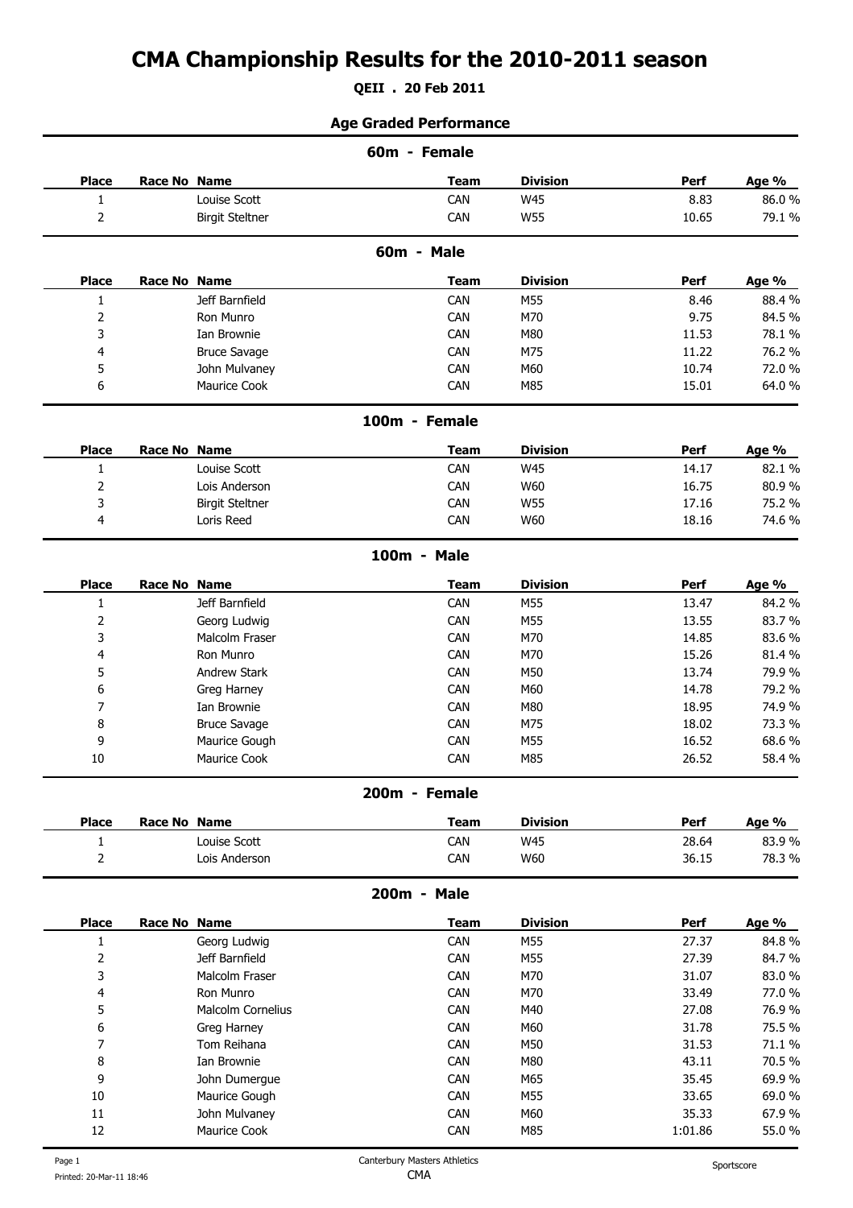# CMA Championship Results for the 2010-2011 season

**QEII . 20 Feb 2011**

## Age Graded Performance

### 60m - Female

| Place | Race No | Name | Team | Division | Perf | Age % |
|---|---|---|---|---|---|---|
| 1 | | Louise Scott | CAN | W45 | 8.83 | 86.0 % |
| 2 | | Birgit Steltner | CAN | W55 | 10.65 | 79.1 % |

### 60m - Male

| Place | Race No | Name | Team | Division | Perf | Age % |
|---|---|---|---|---|---|---|
| 1 | | Jeff Barnfield | CAN | M55 | 8.46 | 88.4 % |
| 2 | | Ron Munro | CAN | M70 | 9.75 | 84.5 % |
| 3 | | Ian Brownie | CAN | M80 | 11.53 | 78.1 % |
| 4 | | Bruce Savage | CAN | M75 | 11.22 | 76.2 % |
| 5 | | John Mulvaney | CAN | M60 | 10.74 | 72.0 % |
| 6 | | Maurice Cook | CAN | M85 | 15.01 | 64.0 % |

### 100m - Female

| Place | Race No | Name | Team | Division | Perf | Age % |
|---|---|---|---|---|---|---|
| 1 | | Louise Scott | CAN | W45 | 14.17 | 82.1 % |
| 2 | | Lois Anderson | CAN | W60 | 16.75 | 80.9 % |
| 3 | | Birgit Steltner | CAN | W55 | 17.16 | 75.2 % |
| 4 | | Loris Reed | CAN | W60 | 18.16 | 74.6 % |

### 100m - Male

| Place | Race No | Name | Team | Division | Perf | Age % |
|---|---|---|---|---|---|---|
| 1 | | Jeff Barnfield | CAN | M55 | 13.47 | 84.2 % |
| 2 | | Georg Ludwig | CAN | M55 | 13.55 | 83.7 % |
| 3 | | Malcolm Fraser | CAN | M70 | 14.85 | 83.6 % |
| 4 | | Ron Munro | CAN | M70 | 15.26 | 81.4 % |
| 5 | | Andrew Stark | CAN | M50 | 13.74 | 79.9 % |
| 6 | | Greg Harney | CAN | M60 | 14.78 | 79.2 % |
| 7 | | Ian Brownie | CAN | M80 | 18.95 | 74.9 % |
| 8 | | Bruce Savage | CAN | M75 | 18.02 | 73.3 % |
| 9 | | Maurice Gough | CAN | M55 | 16.52 | 68.6 % |
| 10 | | Maurice Cook | CAN | M85 | 26.52 | 58.4 % |

### 200m - Female

| Place | Race No | Name | Team | Division | Perf | Age % |
|---|---|---|---|---|---|---|
| 1 | | Louise Scott | CAN | W45 | 28.64 | 83.9 % |
| 2 | | Lois Anderson | CAN | W60 | 36.15 | 78.3 % |

### 200m - Male

| Place | Race No | Name | Team | Division | Perf | Age % |
|---|---|---|---|---|---|---|
| 1 | | Georg Ludwig | CAN | M55 | 27.37 | 84.8 % |
| 2 | | Jeff Barnfield | CAN | M55 | 27.39 | 84.7 % |
| 3 | | Malcolm Fraser | CAN | M70 | 31.07 | 83.0 % |
| 4 | | Ron Munro | CAN | M70 | 33.49 | 77.0 % |
| 5 | | Malcolm Cornelius | CAN | M40 | 27.08 | 76.9 % |
| 6 | | Greg Harney | CAN | M60 | 31.78 | 75.5 % |
| 7 | | Tom Reihana | CAN | M50 | 31.53 | 71.1 % |
| 8 | | Ian Brownie | CAN | M80 | 43.11 | 70.5 % |
| 9 | | John Dumergue | CAN | M65 | 35.45 | 69.9 % |
| 10 | | Maurice Gough | CAN | M55 | 33.65 | 69.0 % |
| 11 | | John Mulvaney | CAN | M60 | 35.33 | 67.9 % |
| 12 | | Maurice Cook | CAN | M85 | 1:01.86 | 55.0 % |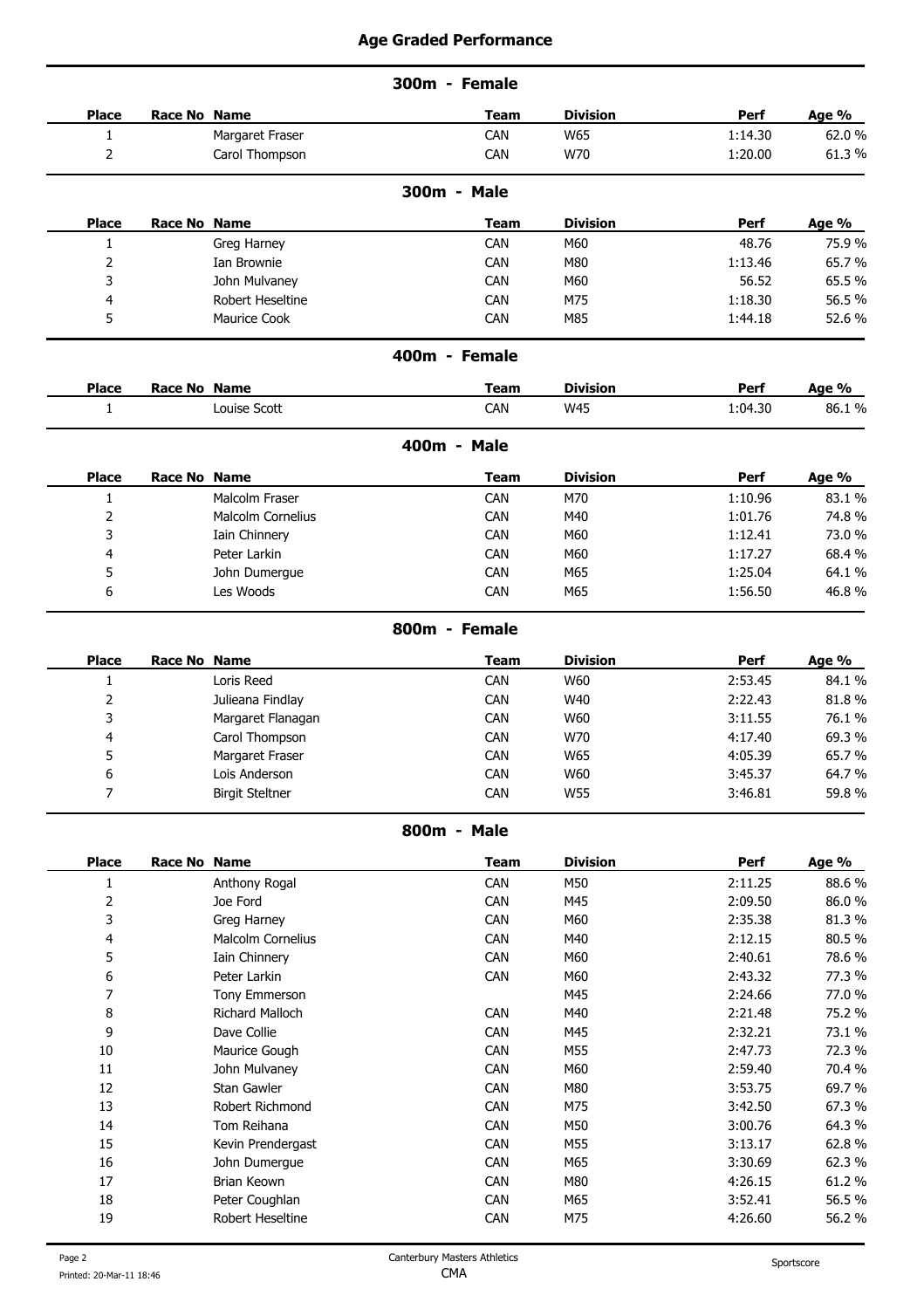# Age Graded Performance

## 300m - Female

| Place | Race No | Name | Team | Division | Perf | Age % |
|---|---|---|---|---|---|---|
| 1 | | Margaret Fraser | CAN | W65 | 1:14.30 | 62.0 % |
| 2 | | Carol Thompson | CAN | W70 | 1:20.00 | 61.3 % |

## 300m - Male

| Place | Race No | Name | Team | Division | Perf | Age % |
|---|---|---|---|---|---|---|
| 1 | | Greg Harney | CAN | M60 | 48.76 | 75.9 % |
| 2 | | Ian Brownie | CAN | M80 | 1:13.46 | 65.7 % |
| 3 | | John Mulvaney | CAN | M60 | 56.52 | 65.5 % |
| 4 | | Robert Heseltine | CAN | M75 | 1:18.30 | 56.5 % |
| 5 | | Maurice Cook | CAN | M85 | 1:44.18 | 52.6 % |

## 400m - Female

| Place | Race No | Name | Team | Division | Perf | Age % |
|---|---|---|---|---|---|---|
| 1 | | Louise Scott | CAN | W45 | 1:04.30 | 86.1 % |

## 400m - Male

| Place | Race No | Name | Team | Division | Perf | Age % |
|---|---|---|---|---|---|---|
| 1 | | Malcolm Fraser | CAN | M70 | 1:10.96 | 83.1 % |
| 2 | | Malcolm Cornelius | CAN | M40 | 1:01.76 | 74.8 % |
| 3 | | Iain Chinnery | CAN | M60 | 1:12.41 | 73.0 % |
| 4 | | Peter Larkin | CAN | M60 | 1:17.27 | 68.4 % |
| 5 | | John Dumergue | CAN | M65 | 1:25.04 | 64.1 % |
| 6 | | Les Woods | CAN | M65 | 1:56.50 | 46.8 % |

## 800m - Female

| Place | Race No | Name | Team | Division | Perf | Age % |
|---|---|---|---|---|---|---|
| 1 | | Loris Reed | CAN | W60 | 2:53.45 | 84.1 % |
| 2 | | Julieana Findlay | CAN | W40 | 2:22.43 | 81.8 % |
| 3 | | Margaret Flanagan | CAN | W60 | 3:11.55 | 76.1 % |
| 4 | | Carol Thompson | CAN | W70 | 4:17.40 | 69.3 % |
| 5 | | Margaret Fraser | CAN | W65 | 4:05.39 | 65.7 % |
| 6 | | Lois Anderson | CAN | W60 | 3:45.37 | 64.7 % |
| 7 | | Birgit Steltner | CAN | W55 | 3:46.81 | 59.8 % |

## 800m - Male

| Place | Race No | Name | Team | Division | Perf | Age % |
|---|---|---|---|---|---|---|
| 1 | | Anthony Rogal | CAN | M50 | 2:11.25 | 88.6 % |
| 2 | | Joe Ford | CAN | M45 | 2:09.50 | 86.0 % |
| 3 | | Greg Harney | CAN | M60 | 2:35.38 | 81.3 % |
| 4 | | Malcolm Cornelius | CAN | M40 | 2:12.15 | 80.5 % |
| 5 | | Iain Chinnery | CAN | M60 | 2:40.61 | 78.6 % |
| 6 | | Peter Larkin | CAN | M60 | 2:43.32 | 77.3 % |
| 7 | | Tony Emmerson | | M45 | 2:24.66 | 77.0 % |
| 8 | | Richard Malloch | CAN | M40 | 2:21.48 | 75.2 % |
| 9 | | Dave Collie | CAN | M45 | 2:32.21 | 73.1 % |
| 10 | | Maurice Gough | CAN | M55 | 2:47.73 | 72.3 % |
| 11 | | John Mulvaney | CAN | M60 | 2:59.40 | 70.4 % |
| 12 | | Stan Gawler | CAN | M80 | 3:53.75 | 69.7 % |
| 13 | | Robert Richmond | CAN | M75 | 3:42.50 | 67.3 % |
| 14 | | Tom Reihana | CAN | M50 | 3:00.76 | 64.3 % |
| 15 | | Kevin Prendergast | CAN | M55 | 3:13.17 | 62.8 % |
| 16 | | John Dumergue | CAN | M65 | 3:30.69 | 62.3 % |
| 17 | | Brian Keown | CAN | M80 | 4:26.15 | 61.2 % |
| 18 | | Peter Coughlan | CAN | M65 | 3:52.41 | 56.5 % |
| 19 | | Robert Heseltine | CAN | M75 | 4:26.60 | 56.2 % |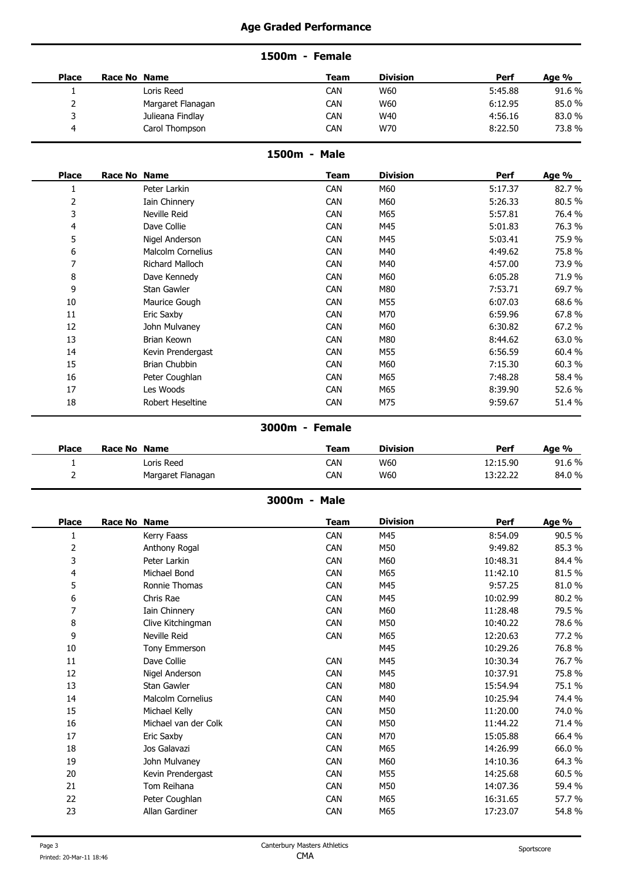## Age Graded Performance

### 1500m - Female

| Place | Race No | Name | Team | Division | Perf | Age % |
|---|---|---|---|---|---|---|
| 1 | | Loris Reed | CAN | W60 | 5:45.88 | 91.6 % |
| 2 | | Margaret Flanagan | CAN | W60 | 6:12.95 | 85.0 % |
| 3 | | Julieana Findlay | CAN | W40 | 4:56.16 | 83.0 % |
| 4 | | Carol Thompson | CAN | W70 | 8:22.50 | 73.8 % |

### 1500m - Male

| Place | Race No | Name | Team | Division | Perf | Age % |
|---|---|---|---|---|---|---|
| 1 | | Peter Larkin | CAN | M60 | 5:17.37 | 82.7 % |
| 2 | | Iain Chinnery | CAN | M60 | 5:26.33 | 80.5 % |
| 3 | | Neville Reid | CAN | M65 | 5:57.81 | 76.4 % |
| 4 | | Dave Collie | CAN | M45 | 5:01.83 | 76.3 % |
| 5 | | Nigel Anderson | CAN | M45 | 5:03.41 | 75.9 % |
| 6 | | Malcolm Cornelius | CAN | M40 | 4:49.62 | 75.8 % |
| 7 | | Richard Malloch | CAN | M40 | 4:57.00 | 73.9 % |
| 8 | | Dave Kennedy | CAN | M60 | 6:05.28 | 71.9 % |
| 9 | | Stan Gawler | CAN | M80 | 7:53.71 | 69.7 % |
| 10 | | Maurice Gough | CAN | M55 | 6:07.03 | 68.6 % |
| 11 | | Eric Saxby | CAN | M70 | 6:59.96 | 67.8 % |
| 12 | | John Mulvaney | CAN | M60 | 6:30.82 | 67.2 % |
| 13 | | Brian Keown | CAN | M80 | 8:44.62 | 63.0 % |
| 14 | | Kevin Prendergast | CAN | M55 | 6:56.59 | 60.4 % |
| 15 | | Brian Chubbin | CAN | M60 | 7:15.30 | 60.3 % |
| 16 | | Peter Coughlan | CAN | M65 | 7:48.28 | 58.4 % |
| 17 | | Les Woods | CAN | M65 | 8:39.90 | 52.6 % |
| 18 | | Robert Heseltine | CAN | M75 | 9:59.67 | 51.4 % |

### 3000m - Female

| Place | Race No | Name | Team | Division | Perf | Age % |
|---|---|---|---|---|---|---|
| 1 | | Loris Reed | CAN | W60 | 12:15.90 | 91.6 % |
| 2 | | Margaret Flanagan | CAN | W60 | 13:22.22 | 84.0 % |

### 3000m - Male

| Place | Race No | Name | Team | Division | Perf | Age % |
|---|---|---|---|---|---|---|
| 1 | | Kerry Faass | CAN | M45 | 8:54.09 | 90.5 % |
| 2 | | Anthony Rogal | CAN | M50 | 9:49.82 | 85.3 % |
| 3 | | Peter Larkin | CAN | M60 | 10:48.31 | 84.4 % |
| 4 | | Michael Bond | CAN | M65 | 11:42.10 | 81.5 % |
| 5 | | Ronnie Thomas | CAN | M45 | 9:57.25 | 81.0 % |
| 6 | | Chris Rae | CAN | M45 | 10:02.99 | 80.2 % |
| 7 | | Iain Chinnery | CAN | M60 | 11:28.48 | 79.5 % |
| 8 | | Clive Kitchingman | CAN | M50 | 10:40.22 | 78.6 % |
| 9 | | Neville Reid | CAN | M65 | 12:20.63 | 77.2 % |
| 10 | | Tony Emmerson | | M45 | 10:29.26 | 76.8 % |
| 11 | | Dave Collie | CAN | M45 | 10:30.34 | 76.7 % |
| 12 | | Nigel Anderson | CAN | M45 | 10:37.91 | 75.8 % |
| 13 | | Stan Gawler | CAN | M80 | 15:54.94 | 75.1 % |
| 14 | | Malcolm Cornelius | CAN | M40 | 10:25.94 | 74.4 % |
| 15 | | Michael Kelly | CAN | M50 | 11:20.00 | 74.0 % |
| 16 | | Michael van der Colk | CAN | M50 | 11:44.22 | 71.4 % |
| 17 | | Eric Saxby | CAN | M70 | 15:05.88 | 66.4 % |
| 18 | | Jos Galavazi | CAN | M65 | 14:26.99 | 66.0 % |
| 19 | | John Mulvaney | CAN | M60 | 14:10.36 | 64.3 % |
| 20 | | Kevin Prendergast | CAN | M55 | 14:25.68 | 60.5 % |
| 21 | | Tom Reihana | CAN | M50 | 14:07.36 | 59.4 % |
| 22 | | Peter Coughlan | CAN | M65 | 16:31.65 | 57.7 % |
| 23 | | Allan Gardiner | CAN | M65 | 17:23.07 | 54.8 % |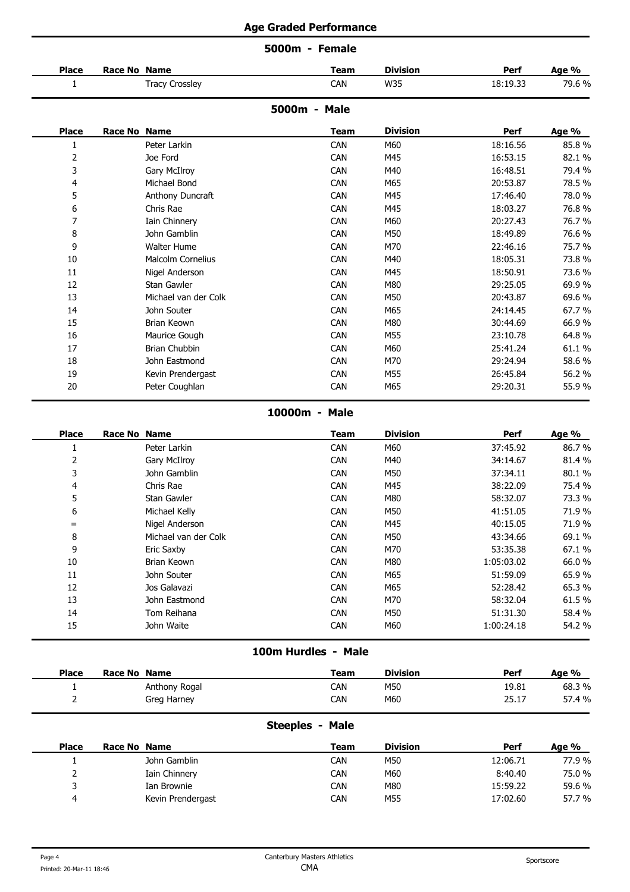# Age Graded Performance

## 5000m - Female

| Place | Race No | Name | Team | Division | Perf | Age % |
|---|---|---|---|---|---|---|
| 1 | | Tracy Crossley | CAN | W35 | 18:19.33 | 79.6 % |

## 5000m - Male

| Place | Race No | Name | Team | Division | Perf | Age % |
|---|---|---|---|---|---|---|
| 1 | | Peter Larkin | CAN | M60 | 18:16.56 | 85.8 % |
| 2 | | Joe Ford | CAN | M45 | 16:53.15 | 82.1 % |
| 3 | | Gary McIlroy | CAN | M40 | 16:48.51 | 79.4 % |
| 4 | | Michael Bond | CAN | M65 | 20:53.87 | 78.5 % |
| 5 | | Anthony Duncraft | CAN | M45 | 17:46.40 | 78.0 % |
| 6 | | Chris Rae | CAN | M45 | 18:03.27 | 76.8 % |
| 7 | | Iain Chinnery | CAN | M60 | 20:27.43 | 76.7 % |
| 8 | | John Gamblin | CAN | M50 | 18:49.89 | 76.6 % |
| 9 | | Walter Hume | CAN | M70 | 22:46.16 | 75.7 % |
| 10 | | Malcolm Cornelius | CAN | M40 | 18:05.31 | 73.8 % |
| 11 | | Nigel Anderson | CAN | M45 | 18:50.91 | 73.6 % |
| 12 | | Stan Gawler | CAN | M80 | 29:25.05 | 69.9 % |
| 13 | | Michael van der Colk | CAN | M50 | 20:43.87 | 69.6 % |
| 14 | | John Souter | CAN | M65 | 24:14.45 | 67.7 % |
| 15 | | Brian Keown | CAN | M80 | 30:44.69 | 66.9 % |
| 16 | | Maurice Gough | CAN | M55 | 23:10.78 | 64.8 % |
| 17 | | Brian Chubbin | CAN | M60 | 25:41.24 | 61.1 % |
| 18 | | John Eastmond | CAN | M70 | 29:24.94 | 58.6 % |
| 19 | | Kevin Prendergast | CAN | M55 | 26:45.84 | 56.2 % |
| 20 | | Peter Coughlan | CAN | M65 | 29:20.31 | 55.9 % |

## 10000m - Male

| Place | Race No | Name | Team | Division | Perf | Age % |
|---|---|---|---|---|---|---|
| 1 | | Peter Larkin | CAN | M60 | 37:45.92 | 86.7 % |
| 2 | | Gary McIlroy | CAN | M40 | 34:14.67 | 81.4 % |
| 3 | | John Gamblin | CAN | M50 | 37:34.11 | 80.1 % |
| 4 | | Chris Rae | CAN | M45 | 38:22.09 | 75.4 % |
| 5 | | Stan Gawler | CAN | M80 | 58:32.07 | 73.3 % |
| 6 | | Michael Kelly | CAN | M50 | 41:51.05 | 71.9 % |
| = | | Nigel Anderson | CAN | M45 | 40:15.05 | 71.9 % |
| 8 | | Michael van der Colk | CAN | M50 | 43:34.66 | 69.1 % |
| 9 | | Eric Saxby | CAN | M70 | 53:35.38 | 67.1 % |
| 10 | | Brian Keown | CAN | M80 | 1:05:03.02 | 66.0 % |
| 11 | | John Souter | CAN | M65 | 51:59.09 | 65.9 % |
| 12 | | Jos Galavazi | CAN | M65 | 52:28.42 | 65.3 % |
| 13 | | John Eastmond | CAN | M70 | 58:32.04 | 61.5 % |
| 14 | | Tom Reihana | CAN | M50 | 51:31.30 | 58.4 % |
| 15 | | John Waite | CAN | M60 | 1:00:24.18 | 54.2 % |

## 100m Hurdles - Male

| Place | Race No | Name | Team | Division | Perf | Age % |
|---|---|---|---|---|---|---|
| 1 | | Anthony Rogal | CAN | M50 | 19.81 | 68.3 % |
| 2 | | Greg Harney | CAN | M60 | 25.17 | 57.4 % |

## Steeples - Male

| Place | Race No | Name | Team | Division | Perf | Age % |
|---|---|---|---|---|---|---|
| 1 | | John Gamblin | CAN | M50 | 12:06.71 | 77.9 % |
| 2 | | Iain Chinnery | CAN | M60 | 8:40.40 | 75.0 % |
| 3 | | Ian Brownie | CAN | M80 | 15:59.22 | 59.6 % |
| 4 | | Kevin Prendergast | CAN | M55 | 17:02.60 | 57.7 % |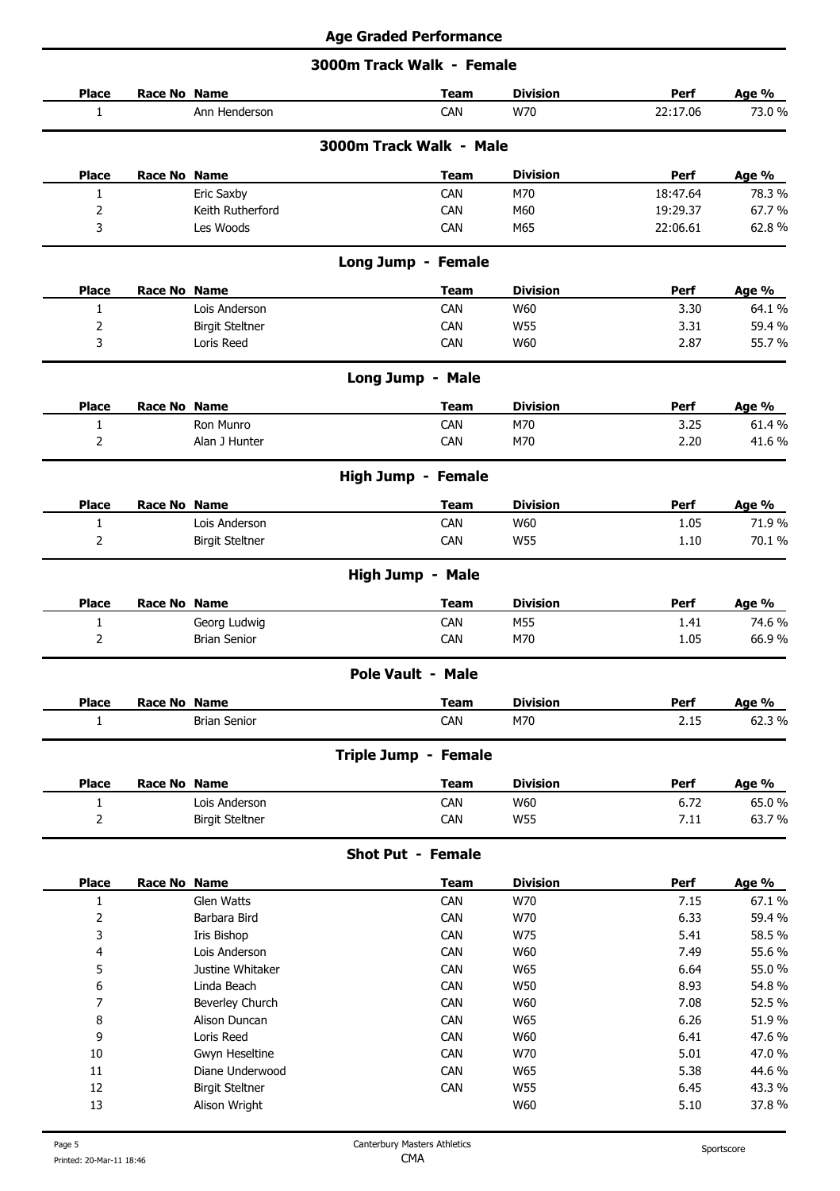## Age Graded Performance

### 3000m Track Walk - Female

| Place | Race No | Name | Team | Division | Perf | Age % |
|---|---|---|---|---|---|---|
| 1 | | Ann Henderson | CAN | W70 | 22:17.06 | 73.0 % |

### 3000m Track Walk - Male

| Place | Race No | Name | Team | Division | Perf | Age % |
|---|---|---|---|---|---|---|
| 1 | | Eric Saxby | CAN | M70 | 18:47.64 | 78.3 % |
| 2 | | Keith Rutherford | CAN | M60 | 19:29.37 | 67.7 % |
| 3 | | Les Woods | CAN | M65 | 22:06.61 | 62.8 % |

### Long Jump - Female

| Place | Race No | Name | Team | Division | Perf | Age % |
|---|---|---|---|---|---|---|
| 1 | | Lois Anderson | CAN | W60 | 3.30 | 64.1 % |
| 2 | | Birgit Steltner | CAN | W55 | 3.31 | 59.4 % |
| 3 | | Loris Reed | CAN | W60 | 2.87 | 55.7 % |

### Long Jump - Male

| Place | Race No | Name | Team | Division | Perf | Age % |
|---|---|---|---|---|---|---|
| 1 | | Ron Munro | CAN | M70 | 3.25 | 61.4 % |
| 2 | | Alan J Hunter | CAN | M70 | 2.20 | 41.6 % |

### High Jump - Female

| Place | Race No | Name | Team | Division | Perf | Age % |
|---|---|---|---|---|---|---|
| 1 | | Lois Anderson | CAN | W60 | 1.05 | 71.9 % |
| 2 | | Birgit Steltner | CAN | W55 | 1.10 | 70.1 % |

### High Jump - Male

| Place | Race No | Name | Team | Division | Perf | Age % |
|---|---|---|---|---|---|---|
| 1 | | Georg Ludwig | CAN | M55 | 1.41 | 74.6 % |
| 2 | | Brian Senior | CAN | M70 | 1.05 | 66.9 % |

### Pole Vault - Male

| Place | Race No | Name | Team | Division | Perf | Age % |
|---|---|---|---|---|---|---|
| 1 | | Brian Senior | CAN | M70 | 2.15 | 62.3 % |

### Triple Jump - Female

| Place | Race No | Name | Team | Division | Perf | Age % |
|---|---|---|---|---|---|---|
| 1 | | Lois Anderson | CAN | W60 | 6.72 | 65.0 % |
| 2 | | Birgit Steltner | CAN | W55 | 7.11 | 63.7 % |

### Shot Put - Female

| Place | Race No | Name | Team | Division | Perf | Age % |
|---|---|---|---|---|---|---|
| 1 | | Glen Watts | CAN | W70 | 7.15 | 67.1 % |
| 2 | | Barbara Bird | CAN | W70 | 6.33 | 59.4 % |
| 3 | | Iris Bishop | CAN | W75 | 5.41 | 58.5 % |
| 4 | | Lois Anderson | CAN | W60 | 7.49 | 55.6 % |
| 5 | | Justine Whitaker | CAN | W65 | 6.64 | 55.0 % |
| 6 | | Linda Beach | CAN | W50 | 8.93 | 54.8 % |
| 7 | | Beverley Church | CAN | W60 | 7.08 | 52.5 % |
| 8 | | Alison Duncan | CAN | W65 | 6.26 | 51.9 % |
| 9 | | Loris Reed | CAN | W60 | 6.41 | 47.6 % |
| 10 | | Gwyn Heseltine | CAN | W70 | 5.01 | 47.0 % |
| 11 | | Diane Underwood | CAN | W65 | 5.38 | 44.6 % |
| 12 | | Birgit Steltner | CAN | W55 | 6.45 | 43.3 % |
| 13 | | Alison Wright | | W60 | 5.10 | 37.8 % |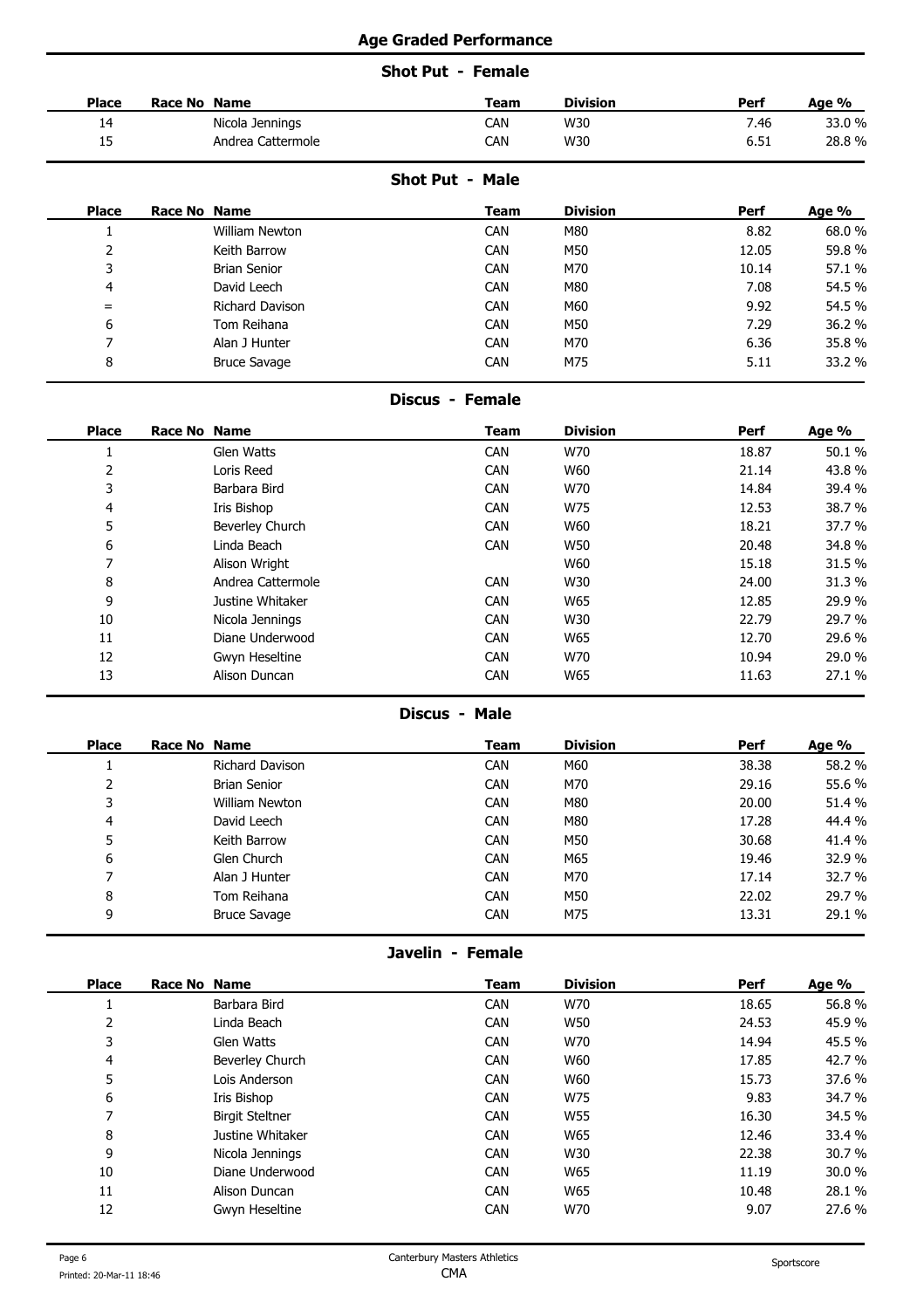## Age Graded Performance

### Shot Put - Female

| Place | Race No | Name | Team | Division | Perf | Age % |
|---|---|---|---|---|---|---|
| 14 | | Nicola Jennings | CAN | W30 | 7.46 | 33.0 % |
| 15 | | Andrea Cattermole | CAN | W30 | 6.51 | 28.8 % |

### Shot Put - Male

| Place | Race No | Name | Team | Division | Perf | Age % |
|---|---|---|---|---|---|---|
| 1 | | William Newton | CAN | M80 | 8.82 | 68.0 % |
| 2 | | Keith Barrow | CAN | M50 | 12.05 | 59.8 % |
| 3 | | Brian Senior | CAN | M70 | 10.14 | 57.1 % |
| 4 | | David Leech | CAN | M80 | 7.08 | 54.5 % |
| = | | Richard Davison | CAN | M60 | 9.92 | 54.5 % |
| 6 | | Tom Reihana | CAN | M50 | 7.29 | 36.2 % |
| 7 | | Alan J Hunter | CAN | M70 | 6.36 | 35.8 % |
| 8 | | Bruce Savage | CAN | M75 | 5.11 | 33.2 % |

### Discus - Female

| Place | Race No | Name | Team | Division | Perf | Age % |
|---|---|---|---|---|---|---|
| 1 | | Glen Watts | CAN | W70 | 18.87 | 50.1 % |
| 2 | | Loris Reed | CAN | W60 | 21.14 | 43.8 % |
| 3 | | Barbara Bird | CAN | W70 | 14.84 | 39.4 % |
| 4 | | Iris Bishop | CAN | W75 | 12.53 | 38.7 % |
| 5 | | Beverley Church | CAN | W60 | 18.21 | 37.7 % |
| 6 | | Linda Beach | CAN | W50 | 20.48 | 34.8 % |
| 7 | | Alison Wright | | W60 | 15.18 | 31.5 % |
| 8 | | Andrea Cattermole | CAN | W30 | 24.00 | 31.3 % |
| 9 | | Justine Whitaker | CAN | W65 | 12.85 | 29.9 % |
| 10 | | Nicola Jennings | CAN | W30 | 22.79 | 29.7 % |
| 11 | | Diane Underwood | CAN | W65 | 12.70 | 29.6 % |
| 12 | | Gwyn Heseltine | CAN | W70 | 10.94 | 29.0 % |
| 13 | | Alison Duncan | CAN | W65 | 11.63 | 27.1 % |

### Discus - Male

| Place | Race No | Name | Team | Division | Perf | Age % |
|---|---|---|---|---|---|---|
| 1 | | Richard Davison | CAN | M60 | 38.38 | 58.2 % |
| 2 | | Brian Senior | CAN | M70 | 29.16 | 55.6 % |
| 3 | | William Newton | CAN | M80 | 20.00 | 51.4 % |
| 4 | | David Leech | CAN | M80 | 17.28 | 44.4 % |
| 5 | | Keith Barrow | CAN | M50 | 30.68 | 41.4 % |
| 6 | | Glen Church | CAN | M65 | 19.46 | 32.9 % |
| 7 | | Alan J Hunter | CAN | M70 | 17.14 | 32.7 % |
| 8 | | Tom Reihana | CAN | M50 | 22.02 | 29.7 % |
| 9 | | Bruce Savage | CAN | M75 | 13.31 | 29.1 % |

### Javelin - Female

| Place | Race No | Name | Team | Division | Perf | Age % |
|---|---|---|---|---|---|---|
| 1 | | Barbara Bird | CAN | W70 | 18.65 | 56.8 % |
| 2 | | Linda Beach | CAN | W50 | 24.53 | 45.9 % |
| 3 | | Glen Watts | CAN | W70 | 14.94 | 45.5 % |
| 4 | | Beverley Church | CAN | W60 | 17.85 | 42.7 % |
| 5 | | Lois Anderson | CAN | W60 | 15.73 | 37.6 % |
| 6 | | Iris Bishop | CAN | W75 | 9.83 | 34.7 % |
| 7 | | Birgit Steltner | CAN | W55 | 16.30 | 34.5 % |
| 8 | | Justine Whitaker | CAN | W65 | 12.46 | 33.4 % |
| 9 | | Nicola Jennings | CAN | W30 | 22.38 | 30.7 % |
| 10 | | Diane Underwood | CAN | W65 | 11.19 | 30.0 % |
| 11 | | Alison Duncan | CAN | W65 | 10.48 | 28.1 % |
| 12 | | Gwyn Heseltine | CAN | W70 | 9.07 | 27.6 % |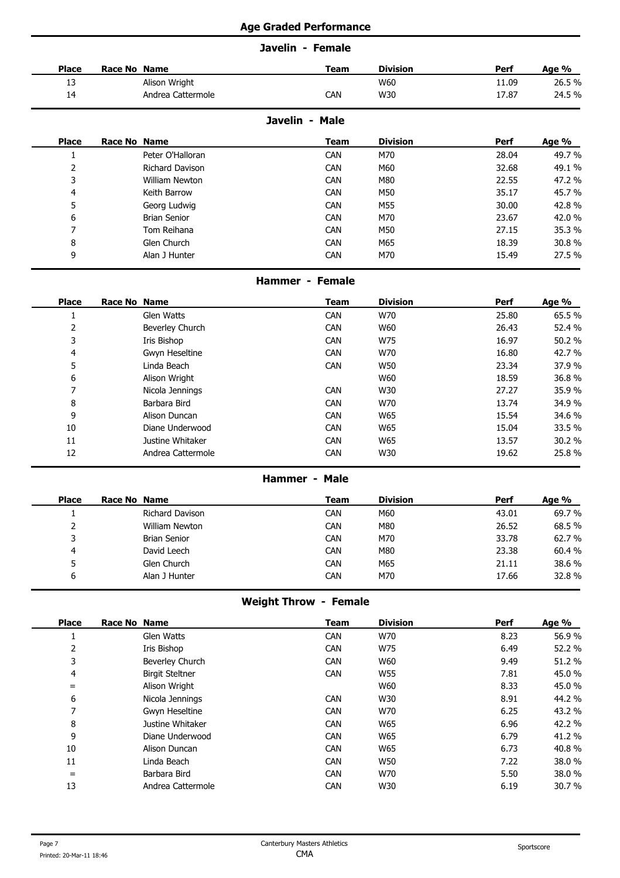## Age Graded Performance

### Javelin - Female

| Place | Race No | Name | Team | Division | Perf | Age % |
|---|---|---|---|---|---|---|
| 13 | | Alison Wright | | W60 | 11.09 | 26.5 % |
| 14 | | Andrea Cattermole | CAN | W30 | 17.87 | 24.5 % |

### Javelin - Male

| Place | Race No | Name | Team | Division | Perf | Age % |
|---|---|---|---|---|---|---|
| 1 | | Peter O'Halloran | CAN | M70 | 28.04 | 49.7 % |
| 2 | | Richard Davison | CAN | M60 | 32.68 | 49.1 % |
| 3 | | William Newton | CAN | M80 | 22.55 | 47.2 % |
| 4 | | Keith Barrow | CAN | M50 | 35.17 | 45.7 % |
| 5 | | Georg Ludwig | CAN | M55 | 30.00 | 42.8 % |
| 6 | | Brian Senior | CAN | M70 | 23.67 | 42.0 % |
| 7 | | Tom Reihana | CAN | M50 | 27.15 | 35.3 % |
| 8 | | Glen Church | CAN | M65 | 18.39 | 30.8 % |
| 9 | | Alan J Hunter | CAN | M70 | 15.49 | 27.5 % |

### Hammer - Female

| Place | Race No | Name | Team | Division | Perf | Age % |
|---|---|---|---|---|---|---|
| 1 | | Glen Watts | CAN | W70 | 25.80 | 65.5 % |
| 2 | | Beverley Church | CAN | W60 | 26.43 | 52.4 % |
| 3 | | Iris Bishop | CAN | W75 | 16.97 | 50.2 % |
| 4 | | Gwyn Heseltine | CAN | W70 | 16.80 | 42.7 % |
| 5 | | Linda Beach | CAN | W50 | 23.34 | 37.9 % |
| 6 | | Alison Wright | | W60 | 18.59 | 36.8 % |
| 7 | | Nicola Jennings | CAN | W30 | 27.27 | 35.9 % |
| 8 | | Barbara Bird | CAN | W70 | 13.74 | 34.9 % |
| 9 | | Alison Duncan | CAN | W65 | 15.54 | 34.6 % |
| 10 | | Diane Underwood | CAN | W65 | 15.04 | 33.5 % |
| 11 | | Justine Whitaker | CAN | W65 | 13.57 | 30.2 % |
| 12 | | Andrea Cattermole | CAN | W30 | 19.62 | 25.8 % |

### Hammer - Male

| Place | Race No | Name | Team | Division | Perf | Age % |
|---|---|---|---|---|---|---|
| 1 | | Richard Davison | CAN | M60 | 43.01 | 69.7 % |
| 2 | | William Newton | CAN | M80 | 26.52 | 68.5 % |
| 3 | | Brian Senior | CAN | M70 | 33.78 | 62.7 % |
| 4 | | David Leech | CAN | M80 | 23.38 | 60.4 % |
| 5 | | Glen Church | CAN | M65 | 21.11 | 38.6 % |
| 6 | | Alan J Hunter | CAN | M70 | 17.66 | 32.8 % |

### Weight Throw - Female

| Place | Race No | Name | Team | Division | Perf | Age % |
|---|---|---|---|---|---|---|
| 1 | | Glen Watts | CAN | W70 | 8.23 | 56.9 % |
| 2 | | Iris Bishop | CAN | W75 | 6.49 | 52.2 % |
| 3 | | Beverley Church | CAN | W60 | 9.49 | 51.2 % |
| 4 | | Birgit Steltner | CAN | W55 | 7.81 | 45.0 % |
| = | | Alison Wright | | W60 | 8.33 | 45.0 % |
| 6 | | Nicola Jennings | CAN | W30 | 8.91 | 44.2 % |
| 7 | | Gwyn Heseltine | CAN | W70 | 6.25 | 43.2 % |
| 8 | | Justine Whitaker | CAN | W65 | 6.96 | 42.2 % |
| 9 | | Diane Underwood | CAN | W65 | 6.79 | 41.2 % |
| 10 | | Alison Duncan | CAN | W65 | 6.73 | 40.8 % |
| 11 | | Linda Beach | CAN | W50 | 7.22 | 38.0 % |
| = | | Barbara Bird | CAN | W70 | 5.50 | 38.0 % |
| 13 | | Andrea Cattermole | CAN | W30 | 6.19 | 30.7 % |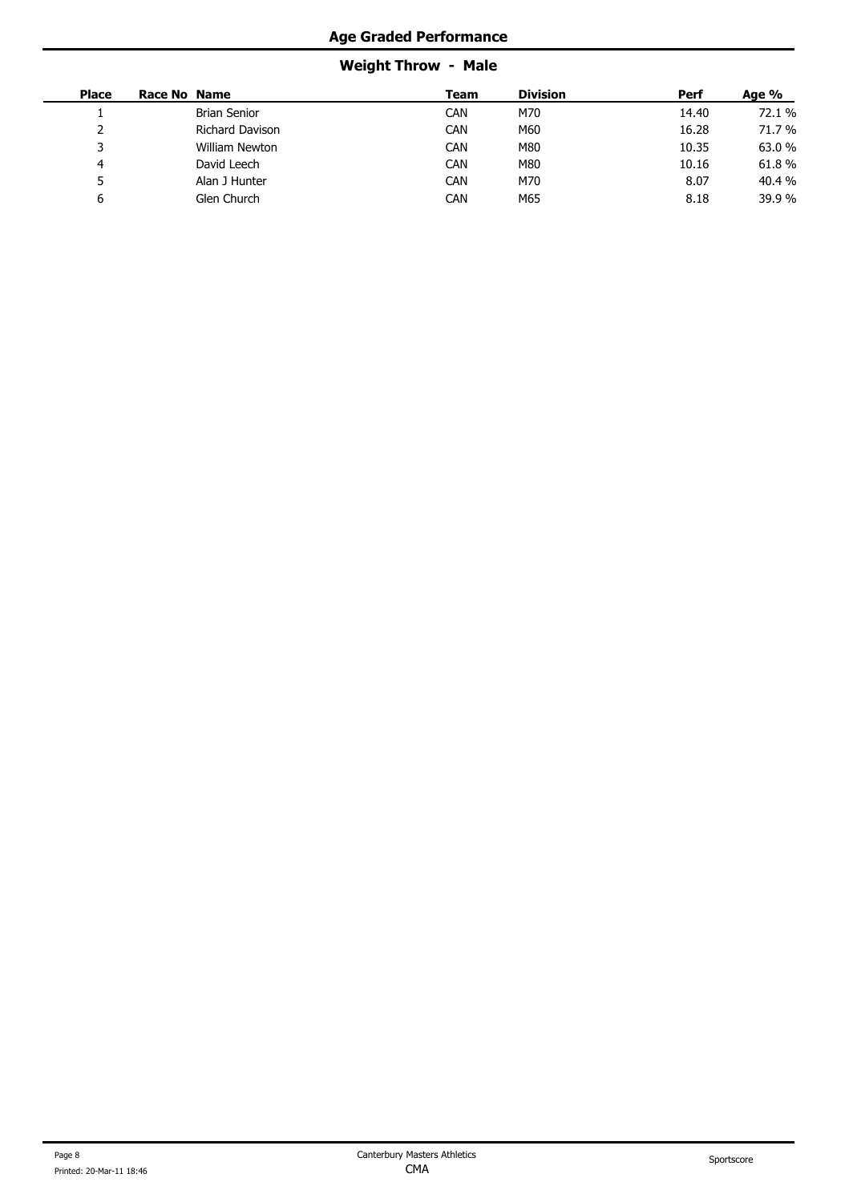## Age Graded Performance

### Weight Throw - Male

| Place | Race No | Name | Team | Division | Perf | Age % |
|---|---|---|---|---|---|---|
| 1 | | Brian Senior | CAN | M70 | 14.40 | 72.1 % |
| 2 | | Richard Davison | CAN | M60 | 16.28 | 71.7 % |
| 3 | | William Newton | CAN | M80 | 10.35 | 63.0 % |
| 4 | | David Leech | CAN | M80 | 10.16 | 61.8 % |
| 5 | | Alan J Hunter | CAN | M70 | 8.07 | 40.4 % |
| 6 | | Glen Church | CAN | M65 | 8.18 | 39.9 % |